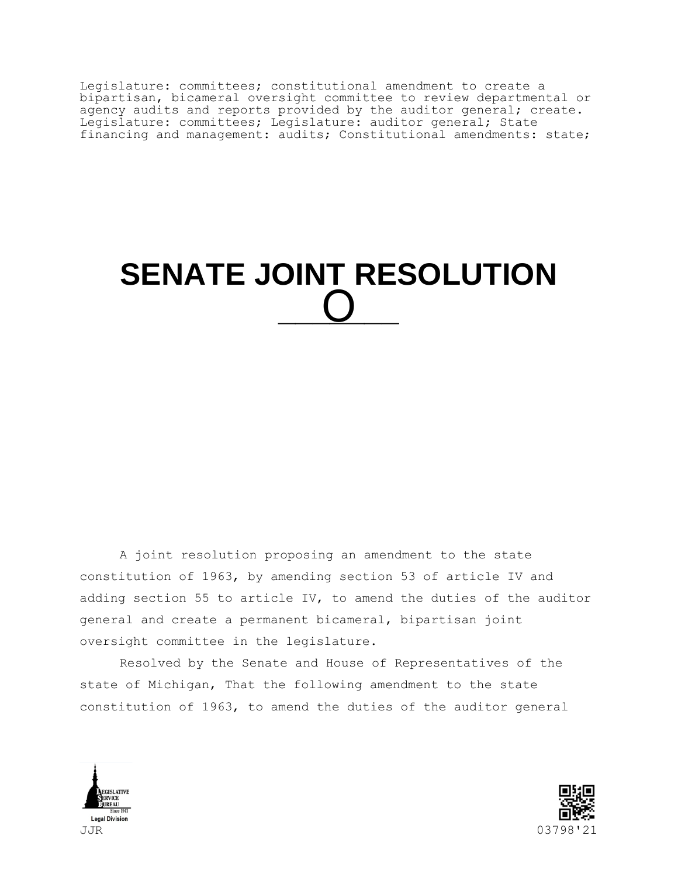Legislature: committees; constitutional amendment to create a bipartisan, bicameral oversight committee to review departmental or agency audits and reports provided by the auditor general; create. Legislature: committees; Legislature: auditor general; State financing and management: audits; Constitutional amendments: state;

# SENATE JOINT RESOLUTION O

A joint resolution proposing an amendment to the state constitution of 1963, by amending section 53 of article IV and adding section 55 to article IV, to amend the duties of the auditor general and create a permanent bicameral, bipartisan joint oversight committee in the legislature.

Resolved by the Senate and House of Representatives of the state of Michigan, That the following amendment to the state constitution of 1963, to amend the duties of the auditor general

JJR 03798'21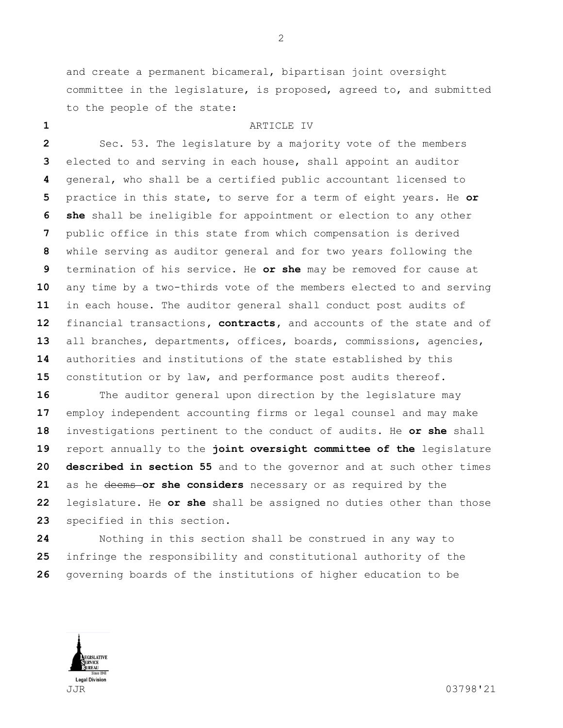and create a permanent bicameral, bipartisan joint oversight committee in the legislature, is proposed, agreed to, and submitted to the people of the state:

ARTICLE IV

Sec. 53. The legislature by a majority vote of the members elected to and serving in each house, shall appoint an auditor general, who shall be a certified public accountant licensed to practice in this state, to serve for a term of eight years. He **or she** shall be ineligible for appointment or election to any other public office in this state from which compensation is derived while serving as auditor general and for two years following the termination of his service. He **or she** may be removed for cause at any time by a two-thirds vote of the members elected to and serving in each house. The auditor general shall conduct post audits of financial transactions, **contracts,** and accounts of the state and of all branches, departments, offices, boards, commissions, agencies, authorities and institutions of the state established by this constitution or by law, and performance post audits thereof.

The auditor general upon direction by the legislature may employ independent accounting firms or legal counsel and may make investigations pertinent to the conduct of audits. He **or she** shall report annually to the **joint oversight committee of the** legislature **described in section 55** and to the governor and at such other times as he ~~deems~~ **or she considers** necessary or as required by the legislature. He **or she** shall be assigned no duties other than those specified in this section.

Nothing in this section shall be construed in any way to infringe the responsibility and constitutional authority of the governing boards of the institutions of higher education to be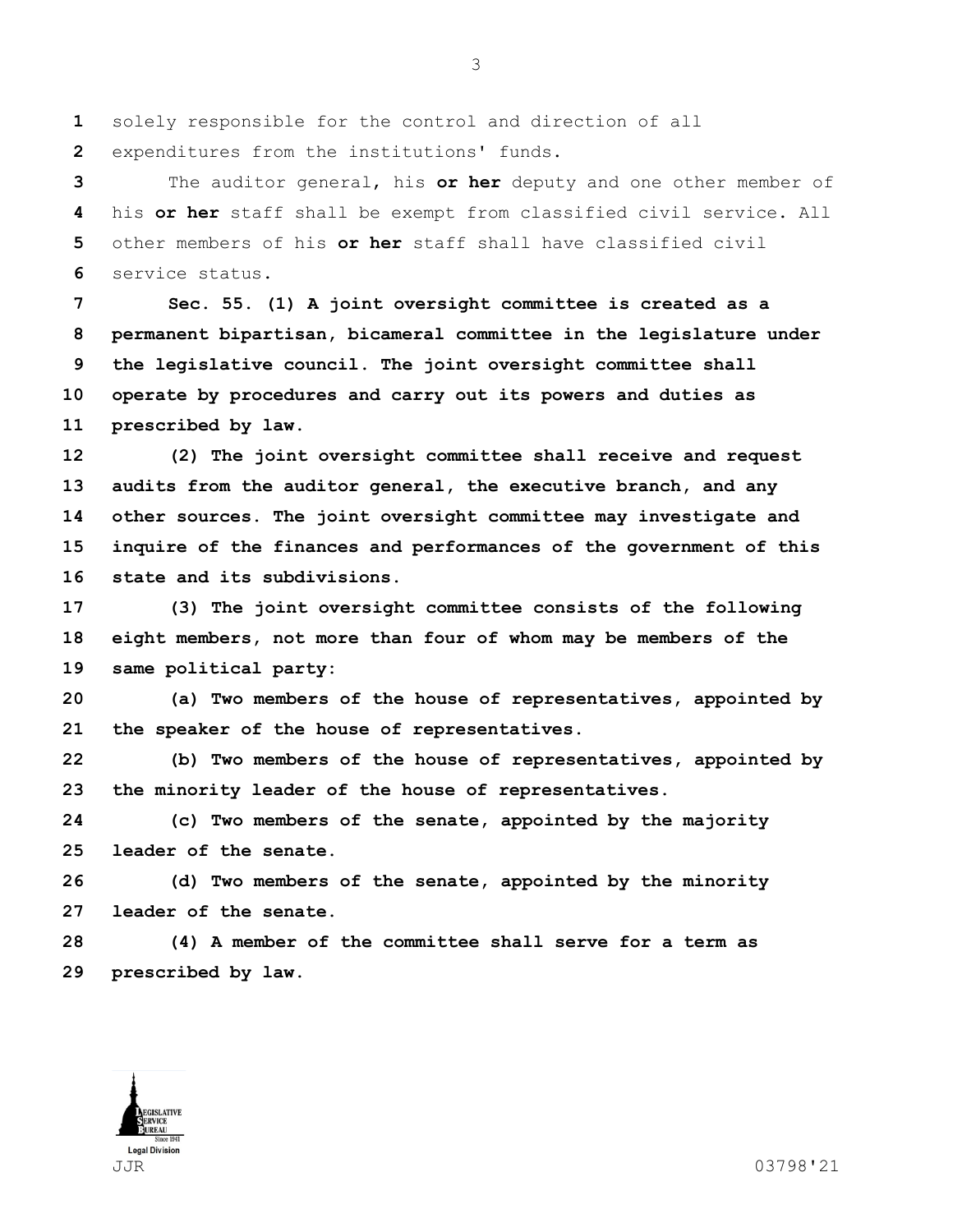solely responsible for the control and direction of all expenditures from the institutions' funds.

The auditor general, his **or her** deputy and one other member of his **or her** staff shall be exempt from classified civil service. All other members of his **or her** staff shall have classified civil service status.

**Sec. 55. (1) A joint oversight committee is created as a permanent bipartisan, bicameral committee in the legislature under the legislative council. The joint oversight committee shall operate by procedures and carry out its powers and duties as prescribed by law.**

**(2) The joint oversight committee shall receive and request audits from the auditor general, the executive branch, and any other sources. The joint oversight committee may investigate and inquire of the finances and performances of the government of this state and its subdivisions.**

**(3) The joint oversight committee consists of the following eight members, not more than four of whom may be members of the same political party:**

**(a) Two members of the house of representatives, appointed by the speaker of the house of representatives.**

**(b) Two members of the house of representatives, appointed by the minority leader of the house of representatives.**

**(c) Two members of the senate, appointed by the majority leader of the senate.**

**(d) Two members of the senate, appointed by the minority leader of the senate.**

**(4) A member of the committee shall serve for a term as prescribed by law.**

JJR 03798'21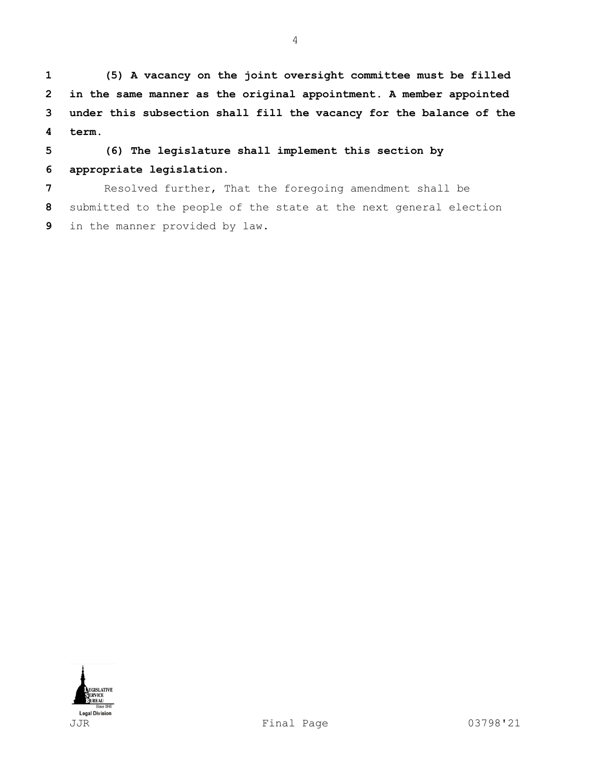**(5) A vacancy on the joint oversight committee must be filled in the same manner as the original appointment. A member appointed under this subsection shall fill the vacancy for the balance of the term.**

**(6) The legislature shall implement this section by appropriate legislation.**

Resolved further, That the foregoing amendment shall be submitted to the people of the state at the next general election in the manner provided by law.